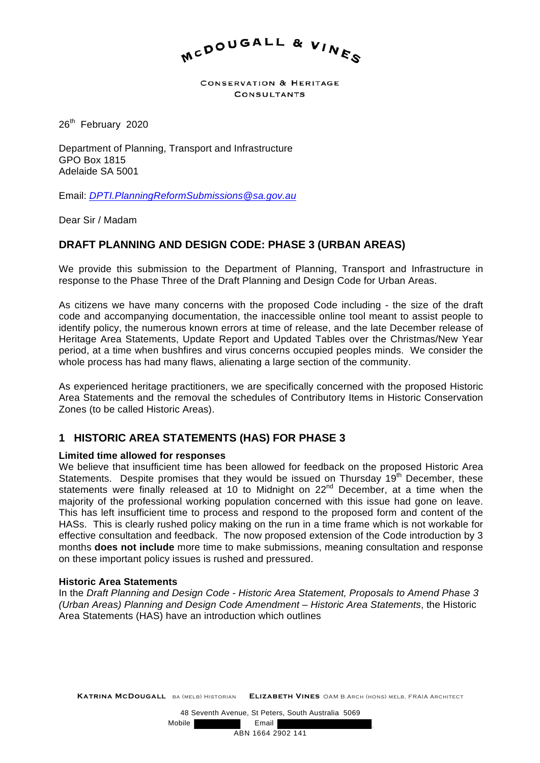# McDOUGALL & VINES

CONSERVATION & HERITAGE CONSULTANTS

26th February 2020

Department of Planning, Transport and Infrastructure
GPO Box 1815
Adelaide SA 5001

Email: *DPTI.PlanningReformSubmissions@sa.gov.au*

Dear Sir / Madam

## DRAFT PLANNING AND DESIGN CODE: PHASE 3 (URBAN AREAS)

We provide this submission to the Department of Planning, Transport and Infrastructure in response to the Phase Three of the Draft Planning and Design Code for Urban Areas.

As citizens we have many concerns with the proposed Code including - the size of the draft code and accompanying documentation, the inaccessible online tool meant to assist people to identify policy, the numerous known errors at time of release, and the late December release of Heritage Area Statements, Update Report and Updated Tables over the Christmas/New Year period, at a time when bushfires and virus concerns occupied peoples minds. We consider the whole process has had many flaws, alienating a large section of the community.

As experienced heritage practitioners, we are specifically concerned with the proposed Historic Area Statements and the removal the schedules of Contributory Items in Historic Conservation Zones (to be called Historic Areas).

## 1 HISTORIC AREA STATEMENTS (HAS) FOR PHASE 3

### Limited time allowed for responses

We believe that insufficient time has been allowed for feedback on the proposed Historic Area Statements. Despite promises that they would be issued on Thursday 19th December, these statements were finally released at 10 to Midnight on 22nd December, at a time when the majority of the professional working population concerned with this issue had gone on leave. This has left insufficient time to process and respond to the proposed form and content of the HASs. This is clearly rushed policy making on the run in a time frame which is not workable for effective consultation and feedback. The now proposed extension of the Code introduction by 3 months **does not include** more time to make submissions, meaning consultation and response on these important policy issues is rushed and pressured.

### Historic Area Statements

In the *Draft Planning and Design Code - Historic Area Statement, Proposals to Amend Phase 3 (Urban Areas) Planning and Design Code Amendment – Historic Area Statements*, the Historic Area Statements (HAS) have an introduction which outlines

**KATRINA McDOUGALL** BA (MELB) HISTORIAN **ELIZABETH VINES** OAM B.ARCH (HONS) MELB, FRAIA ARCHITECT

48 Seventh Avenue, St Peters, South Australia 5069
Mobile [redacted] Email [redacted]
ABN 1664 2902 141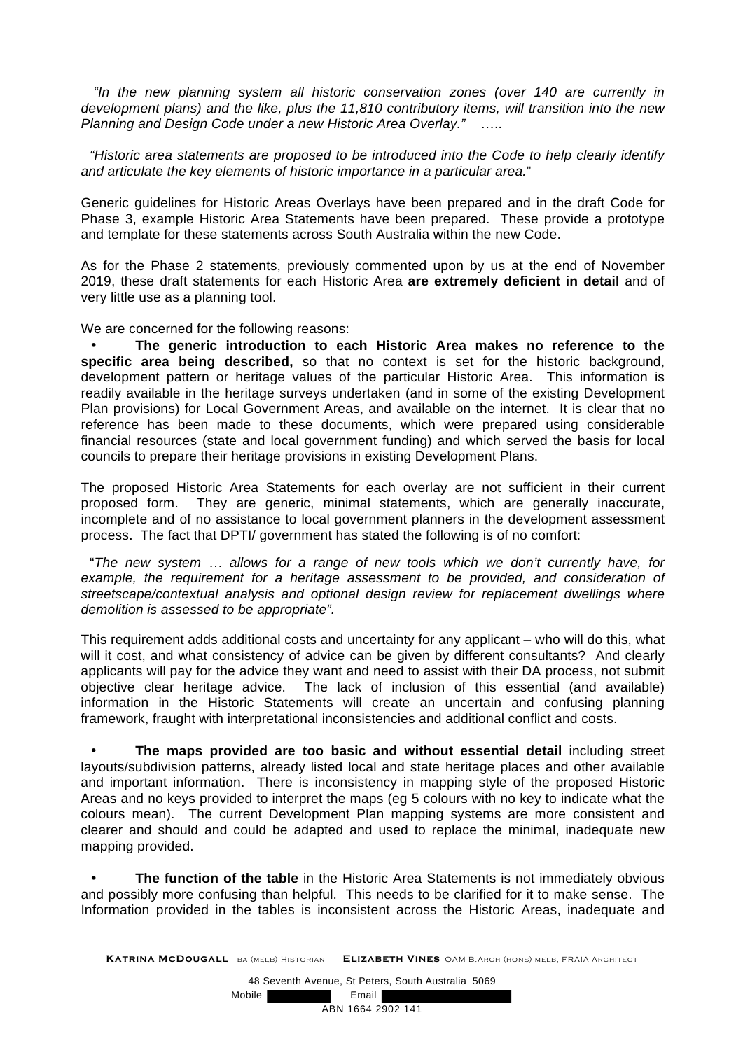*"In the new planning system all historic conservation zones (over 140 are currently in development plans) and the like, plus the 11,810 contributory items, will transition into the new Planning and Design Code under a new Historic Area Overlay."* …..

*"Historic area statements are proposed to be introduced into the Code to help clearly identify and articulate the key elements of historic importance in a particular area.*"

Generic guidelines for Historic Areas Overlays have been prepared and in the draft Code for Phase 3, example Historic Area Statements have been prepared. These provide a prototype and template for these statements across South Australia within the new Code.

As for the Phase 2 statements, previously commented upon by us at the end of November 2019, these draft statements for each Historic Area **are extremely deficient in detail** and of very little use as a planning tool.

We are concerned for the following reasons:

- **The generic introduction to each Historic Area makes no reference to the specific area being described,** so that no context is set for the historic background, development pattern or heritage values of the particular Historic Area. This information is readily available in the heritage surveys undertaken (and in some of the existing Development Plan provisions) for Local Government Areas, and available on the internet. It is clear that no reference has been made to these documents, which were prepared using considerable financial resources (state and local government funding) and which served the basis for local councils to prepare their heritage provisions in existing Development Plans.

The proposed Historic Area Statements for each overlay are not sufficient in their current proposed form. They are generic, minimal statements, which are generally inaccurate, incomplete and of no assistance to local government planners in the development assessment process. The fact that DPTI/ government has stated the following is of no comfort:

"*The new system … allows for a range of new tools which we don't currently have, for example, the requirement for a heritage assessment to be provided, and consideration of streetscape/contextual analysis and optional design review for replacement dwellings where demolition is assessed to be appropriate".*

This requirement adds additional costs and uncertainty for any applicant – who will do this, what will it cost, and what consistency of advice can be given by different consultants? And clearly applicants will pay for the advice they want and need to assist with their DA process, not submit objective clear heritage advice. The lack of inclusion of this essential (and available) information in the Historic Statements will create an uncertain and confusing planning framework, fraught with interpretational inconsistencies and additional conflict and costs.

- **The maps provided are too basic and without essential detail** including street layouts/subdivision patterns, already listed local and state heritage places and other available and important information. There is inconsistency in mapping style of the proposed Historic Areas and no keys provided to interpret the maps (eg 5 colours with no key to indicate what the colours mean). The current Development Plan mapping systems are more consistent and clearer and should and could be adapted and used to replace the minimal, inadequate new mapping provided.

- **The function of the table** in the Historic Area Statements is not immediately obvious and possibly more confusing than helpful. This needs to be clarified for it to make sense. The Information provided in the tables is inconsistent across the Historic Areas, inadequate and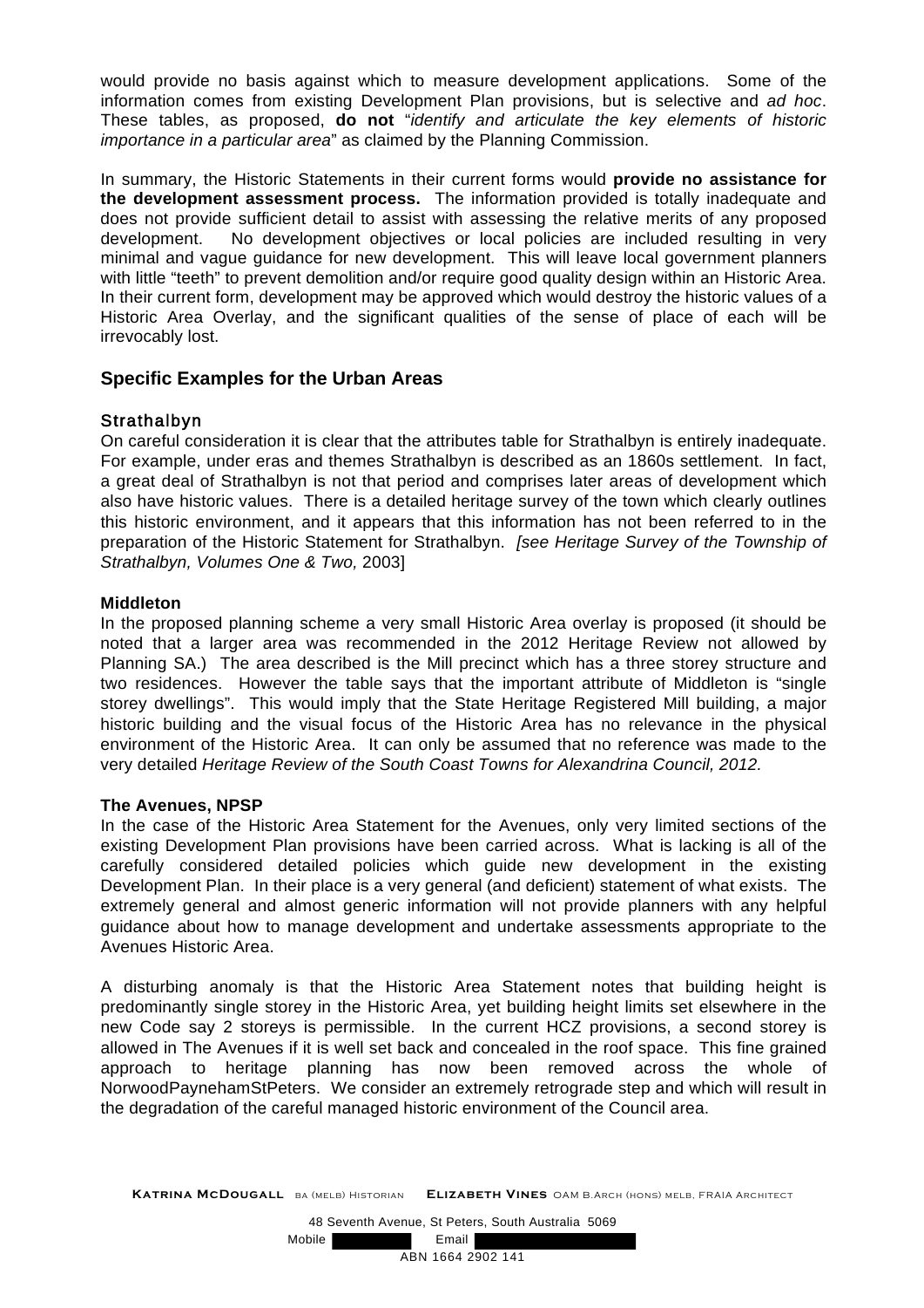would provide no basis against which to measure development applications. Some of the information comes from existing Development Plan provisions, but is selective and *ad hoc*. These tables, as proposed, **do not** "*identify and articulate the key elements of historic importance in a particular area*" as claimed by the Planning Commission.

In summary, the Historic Statements in their current forms would **provide no assistance for the development assessment process.** The information provided is totally inadequate and does not provide sufficient detail to assist with assessing the relative merits of any proposed development. No development objectives or local policies are included resulting in very minimal and vague guidance for new development. This will leave local government planners with little "teeth" to prevent demolition and/or require good quality design within an Historic Area. In their current form, development may be approved which would destroy the historic values of a Historic Area Overlay, and the significant qualities of the sense of place of each will be irrevocably lost.

## Specific Examples for the Urban Areas

### Strathalbyn

On careful consideration it is clear that the attributes table for Strathalbyn is entirely inadequate. For example, under eras and themes Strathalbyn is described as an 1860s settlement. In fact, a great deal of Strathalbyn is not that period and comprises later areas of development which also have historic values. There is a detailed heritage survey of the town which clearly outlines this historic environment, and it appears that this information has not been referred to in the preparation of the Historic Statement for Strathalbyn. *[see Heritage Survey of the Township of Strathalbyn, Volumes One & Two,* 2003]

### Middleton

In the proposed planning scheme a very small Historic Area overlay is proposed (it should be noted that a larger area was recommended in the 2012 Heritage Review not allowed by Planning SA.) The area described is the Mill precinct which has a three storey structure and two residences. However the table says that the important attribute of Middleton is "single storey dwellings". This would imply that the State Heritage Registered Mill building, a major historic building and the visual focus of the Historic Area has no relevance in the physical environment of the Historic Area. It can only be assumed that no reference was made to the very detailed *Heritage Review of the South Coast Towns for Alexandrina Council, 2012.*

### The Avenues, NPSP

In the case of the Historic Area Statement for the Avenues, only very limited sections of the existing Development Plan provisions have been carried across. What is lacking is all of the carefully considered detailed policies which guide new development in the existing Development Plan. In their place is a very general (and deficient) statement of what exists. The extremely general and almost generic information will not provide planners with any helpful guidance about how to manage development and undertake assessments appropriate to the Avenues Historic Area.

A disturbing anomaly is that the Historic Area Statement notes that building height is predominantly single storey in the Historic Area, yet building height limits set elsewhere in the new Code say 2 storeys is permissible. In the current HCZ provisions, a second storey is allowed in The Avenues if it is well set back and concealed in the roof space. This fine grained approach to heritage planning has now been removed across the whole of NorwoodPaynehamStPeters. We consider an extremely retrograde step and which will result in the degradation of the careful managed historic environment of the Council area.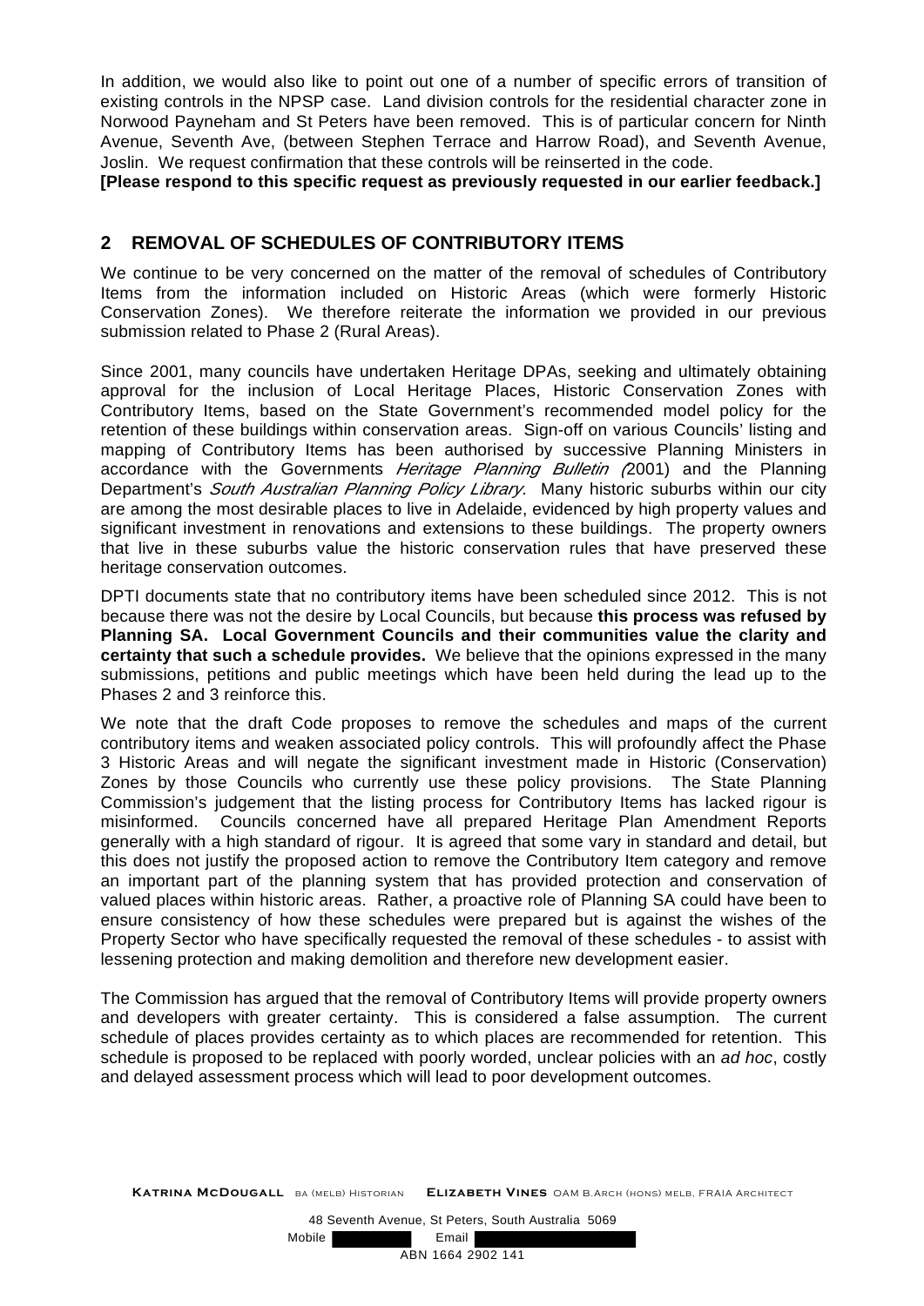In addition, we would also like to point out one of a number of specific errors of transition of existing controls in the NPSP case. Land division controls for the residential character zone in Norwood Payneham and St Peters have been removed. This is of particular concern for Ninth Avenue, Seventh Ave, (between Stephen Terrace and Harrow Road), and Seventh Avenue, Joslin. We request confirmation that these controls will be reinserted in the code.
**[Please respond to this specific request as previously requested in our earlier feedback.]**

## 2 REMOVAL OF SCHEDULES OF CONTRIBUTORY ITEMS

We continue to be very concerned on the matter of the removal of schedules of Contributory Items from the information included on Historic Areas (which were formerly Historic Conservation Zones). We therefore reiterate the information we provided in our previous submission related to Phase 2 (Rural Areas).

Since 2001, many councils have undertaken Heritage DPAs, seeking and ultimately obtaining approval for the inclusion of Local Heritage Places, Historic Conservation Zones with Contributory Items, based on the State Government's recommended model policy for the retention of these buildings within conservation areas. Sign-off on various Councils' listing and mapping of Contributory Items has been authorised by successive Planning Ministers in accordance with the Governments *Heritage Planning Bulletin (*2001) and the Planning Department's *South Australian Planning Policy Library*. Many historic suburbs within our city are among the most desirable places to live in Adelaide, evidenced by high property values and significant investment in renovations and extensions to these buildings. The property owners that live in these suburbs value the historic conservation rules that have preserved these heritage conservation outcomes.

DPTI documents state that no contributory items have been scheduled since 2012. This is not because there was not the desire by Local Councils, but because **this process was refused by Planning SA. Local Government Councils and their communities value the clarity and certainty that such a schedule provides.** We believe that the opinions expressed in the many submissions, petitions and public meetings which have been held during the lead up to the Phases 2 and 3 reinforce this.

We note that the draft Code proposes to remove the schedules and maps of the current contributory items and weaken associated policy controls. This will profoundly affect the Phase 3 Historic Areas and will negate the significant investment made in Historic (Conservation) Zones by those Councils who currently use these policy provisions. The State Planning Commission's judgement that the listing process for Contributory Items has lacked rigour is misinformed. Councils concerned have all prepared Heritage Plan Amendment Reports generally with a high standard of rigour. It is agreed that some vary in standard and detail, but this does not justify the proposed action to remove the Contributory Item category and remove an important part of the planning system that has provided protection and conservation of valued places within historic areas. Rather, a proactive role of Planning SA could have been to ensure consistency of how these schedules were prepared but is against the wishes of the Property Sector who have specifically requested the removal of these schedules - to assist with lessening protection and making demolition and therefore new development easier.

The Commission has argued that the removal of Contributory Items will provide property owners and developers with greater certainty. This is considered a false assumption. The current schedule of places provides certainty as to which places are recommended for retention. This schedule is proposed to be replaced with poorly worded, unclear policies with an *ad hoc*, costly and delayed assessment process which will lead to poor development outcomes.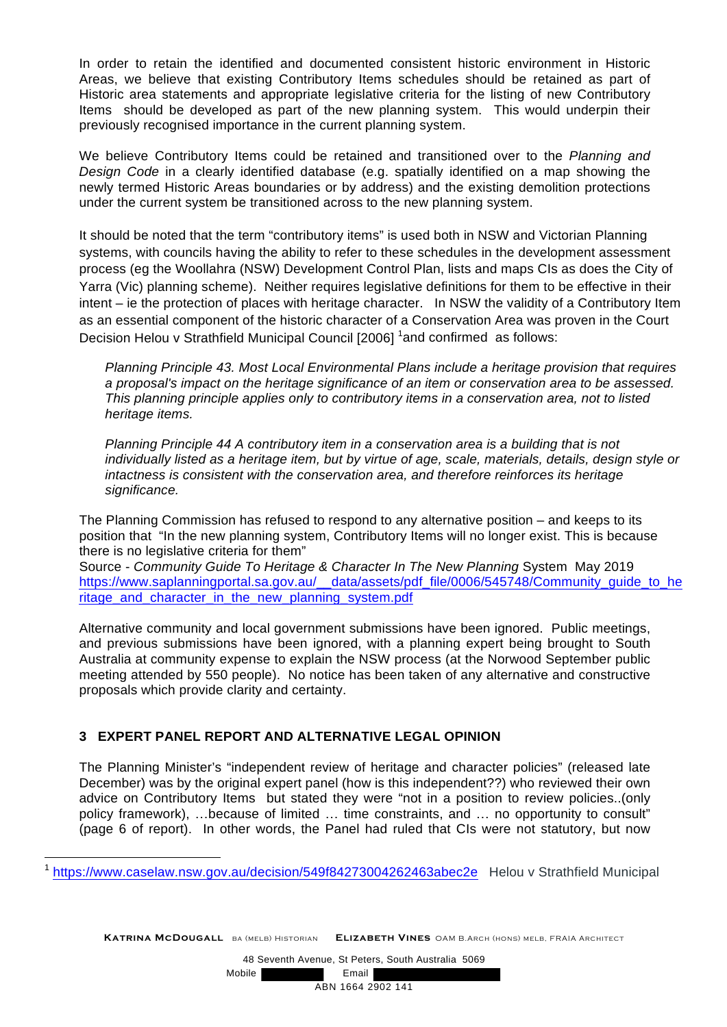In order to retain the identified and documented consistent historic environment in Historic Areas, we believe that existing Contributory Items schedules should be retained as part of Historic area statements and appropriate legislative criteria for the listing of new Contributory Items should be developed as part of the new planning system. This would underpin their previously recognised importance in the current planning system.

We believe Contributory Items could be retained and transitioned over to the *Planning and Design Code* in a clearly identified database (e.g. spatially identified on a map showing the newly termed Historic Areas boundaries or by address) and the existing demolition protections under the current system be transitioned across to the new planning system.

It should be noted that the term "contributory items" is used both in NSW and Victorian Planning systems, with councils having the ability to refer to these schedules in the development assessment process (eg the Woollahra (NSW) Development Control Plan, lists and maps CIs as does the City of Yarra (Vic) planning scheme). Neither requires legislative definitions for them to be effective in their intent – ie the protection of places with heritage character. In NSW the validity of a Contributory Item as an essential component of the historic character of a Conservation Area was proven in the Court Decision Helou v Strathfield Municipal Council [2006] [1] and confirmed as follows:

> *Planning Principle 43. Most Local Environmental Plans include a heritage provision that requires a proposal's impact on the heritage significance of an item or conservation area to be assessed. This planning principle applies only to contributory items in a conservation area, not to listed heritage items.*
>
> *Planning Principle 44 A contributory item in a conservation area is a building that is not individually listed as a heritage item, but by virtue of age, scale, materials, details, design style or intactness is consistent with the conservation area, and therefore reinforces its heritage significance.*

The Planning Commission has refused to respond to any alternative position – and keeps to its position that "In the new planning system, Contributory Items will no longer exist. This is because there is no legislative criteria for them"
Source - *Community Guide To Heritage & Character In The New Planning* System May 2019
https://www.saplanningportal.sa.gov.au/__data/assets/pdf_file/0006/545748/Community_guide_to_heritage_and_character_in_the_new_planning_system.pdf

Alternative community and local government submissions have been ignored. Public meetings, and previous submissions have been ignored, with a planning expert being brought to South Australia at community expense to explain the NSW process (at the Norwood September public meeting attended by 550 people). No notice has been taken of any alternative and constructive proposals which provide clarity and certainty.

## 3 EXPERT PANEL REPORT AND ALTERNATIVE LEGAL OPINION

The Planning Minister's "independent review of heritage and character policies" (released late December) was by the original expert panel (how is this independent??) who reviewed their own advice on Contributory Items but stated they were "not in a position to review policies..(only policy framework), …because of limited … time constraints, and … no opportunity to consult" (page 6 of report). In other words, the Panel had ruled that CIs were not statutory, but now

[1] https://www.caselaw.nsw.gov.au/decision/549f84273004262463abec2e Helou v Strathfield Municipal

**KATRINA MCDOUGALL** BA (MELB) HISTORIAN **ELIZABETH VINES** OAM B.ARCH (HONS) MELB, FRAIA ARCHITECT

48 Seventh Avenue, St Peters, South Australia 5069
Mobile Email
ABN 1664 2902 141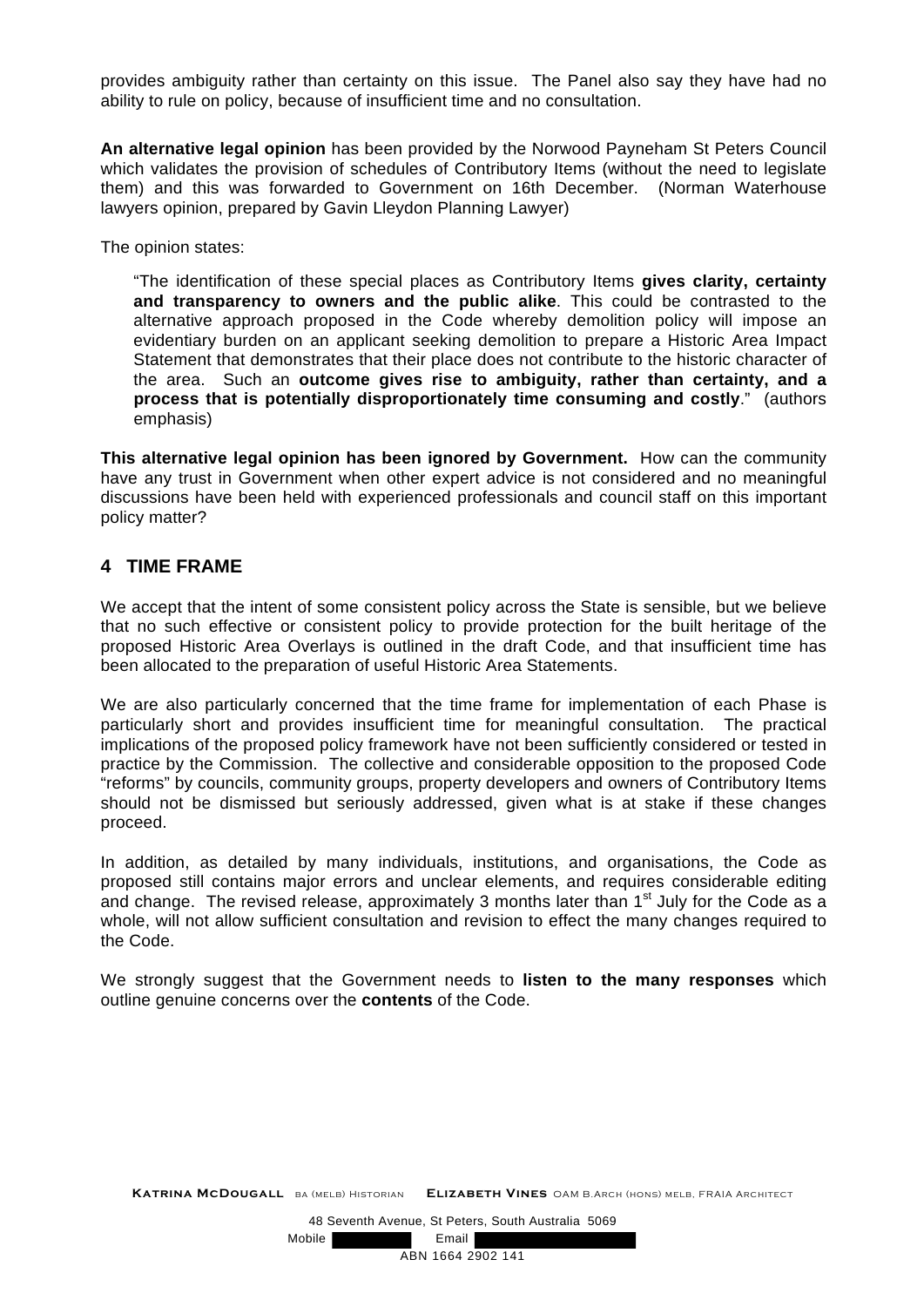provides ambiguity rather than certainty on this issue. The Panel also say they have had no ability to rule on policy, because of insufficient time and no consultation.

**An alternative legal opinion** has been provided by the Norwood Payneham St Peters Council which validates the provision of schedules of Contributory Items (without the need to legislate them) and this was forwarded to Government on 16th December. (Norman Waterhouse lawyers opinion, prepared by Gavin Lleydon Planning Lawyer)

The opinion states:

> "The identification of these special places as Contributory Items **gives clarity, certainty and transparency to owners and the public alike**. This could be contrasted to the alternative approach proposed in the Code whereby demolition policy will impose an evidentiary burden on an applicant seeking demolition to prepare a Historic Area Impact Statement that demonstrates that their place does not contribute to the historic character of the area. Such an **outcome gives rise to ambiguity, rather than certainty, and a process that is potentially disproportionately time consuming and costly**." (authors emphasis)

**This alternative legal opinion has been ignored by Government.** How can the community have any trust in Government when other expert advice is not considered and no meaningful discussions have been held with experienced professionals and council staff on this important policy matter?

## 4 TIME FRAME

We accept that the intent of some consistent policy across the State is sensible, but we believe that no such effective or consistent policy to provide protection for the built heritage of the proposed Historic Area Overlays is outlined in the draft Code, and that insufficient time has been allocated to the preparation of useful Historic Area Statements.

We are also particularly concerned that the time frame for implementation of each Phase is particularly short and provides insufficient time for meaningful consultation. The practical implications of the proposed policy framework have not been sufficiently considered or tested in practice by the Commission. The collective and considerable opposition to the proposed Code "reforms" by councils, community groups, property developers and owners of Contributory Items should not be dismissed but seriously addressed, given what is at stake if these changes proceed.

In addition, as detailed by many individuals, institutions, and organisations, the Code as proposed still contains major errors and unclear elements, and requires considerable editing and change. The revised release, approximately 3 months later than 1st July for the Code as a whole, will not allow sufficient consultation and revision to effect the many changes required to the Code.

We strongly suggest that the Government needs to **listen to the many responses** which outline genuine concerns over the **contents** of the Code.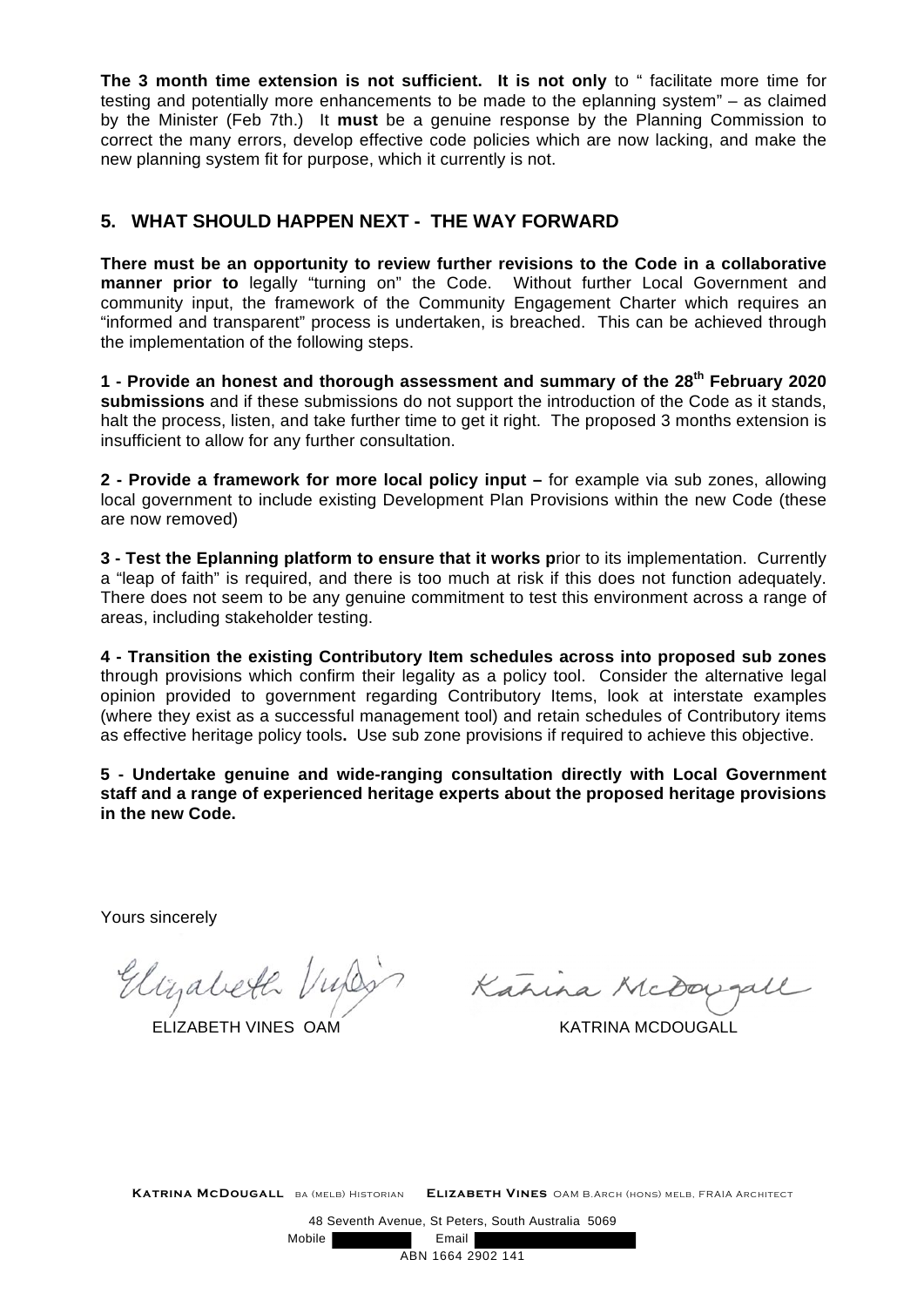**The 3 month time extension is not sufficient. It is not only** to " facilitate more time for testing and potentially more enhancements to be made to the eplanning system" – as claimed by the Minister (Feb 7th.) It **must** be a genuine response by the Planning Commission to correct the many errors, develop effective code policies which are now lacking, and make the new planning system fit for purpose, which it currently is not.

## 5. WHAT SHOULD HAPPEN NEXT - THE WAY FORWARD

**There must be an opportunity to review further revisions to the Code in a collaborative manner prior to** legally "turning on" the Code. Without further Local Government and community input, the framework of the Community Engagement Charter which requires an "informed and transparent" process is undertaken, is breached. This can be achieved through the implementation of the following steps.

**1 - Provide an honest and thorough assessment and summary of the 28th February 2020 submissions** and if these submissions do not support the introduction of the Code as it stands, halt the process, listen, and take further time to get it right. The proposed 3 months extension is insufficient to allow for any further consultation.

**2 - Provide a framework for more local policy input –** for example via sub zones, allowing local government to include existing Development Plan Provisions within the new Code (these are now removed)

**3 - Test the Eplanning platform to ensure that it works p**rior to its implementation. Currently a "leap of faith" is required, and there is too much at risk if this does not function adequately. There does not seem to be any genuine commitment to test this environment across a range of areas, including stakeholder testing.

**4 - Transition the existing Contributory Item schedules across into proposed sub zones** through provisions which confirm their legality as a policy tool. Consider the alternative legal opinion provided to government regarding Contributory Items, look at interstate examples (where they exist as a successful management tool) and retain schedules of Contributory items as effective heritage policy tools**.** Use sub zone provisions if required to achieve this objective.

**5 - Undertake genuine and wide-ranging consultation directly with Local Government staff and a range of experienced heritage experts about the proposed heritage provisions in the new Code.**

Yours sincerely

ELIZABETH VINES OAM

KATRINA MCDOUGALL

**KATRINA MCDOUGALL** BA (MELB) HISTORIAN **ELIZABETH VINES** OAM B.ARCH (HONS) MELB, FRAIA ARCHITECT

48 Seventh Avenue, St Peters, South Australia 5069

Mobile Email

ABN 1664 2902 141